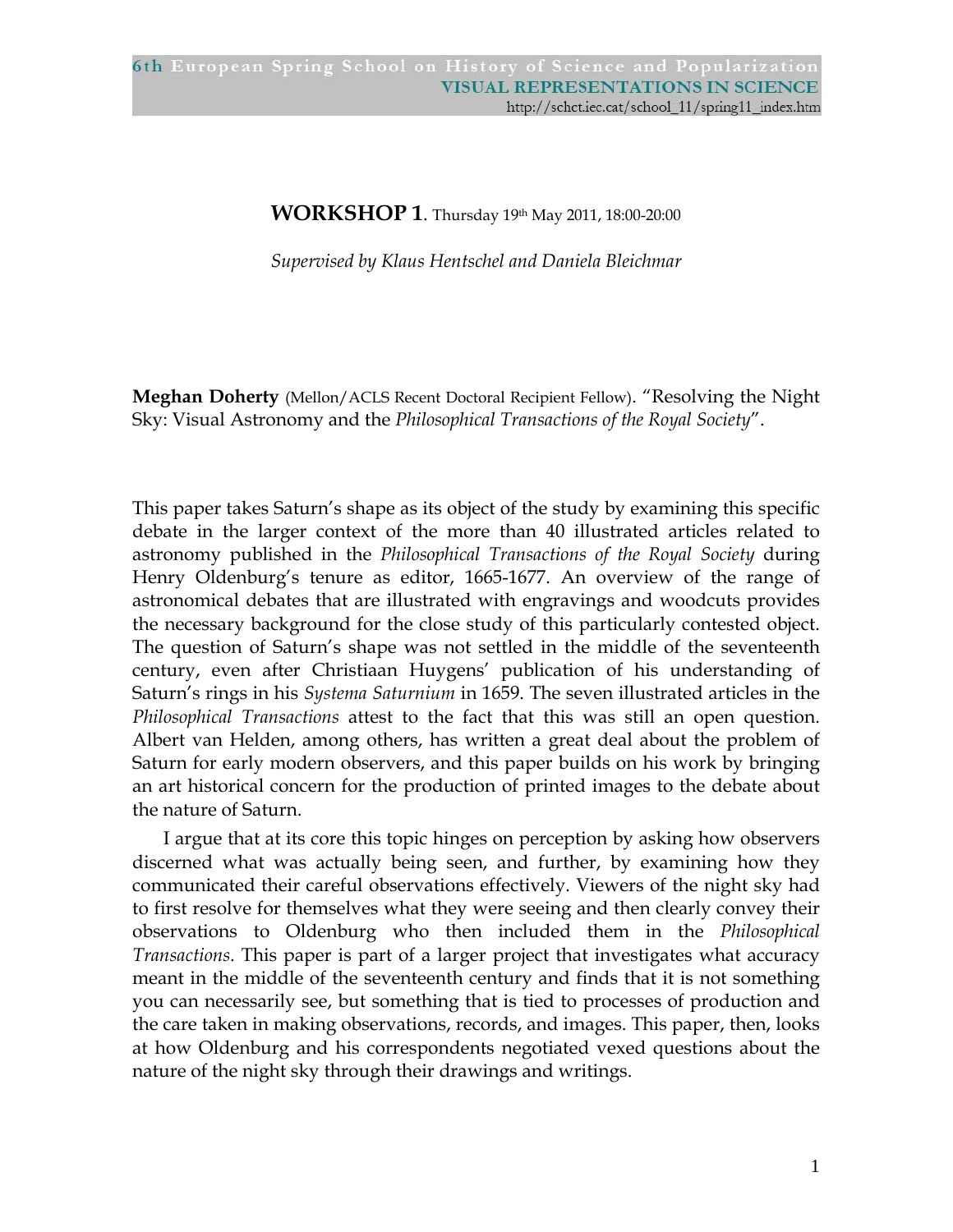**WORKSHOP 1**. Thursday 19th May 2011, 18:00-20:00

*Supervised by Klaus Hentschel and Daniela Bleichmar*

**Meghan Doherty** (Mellon/ACLS Recent Doctoral Recipient Fellow). "Resolving the Night Sky: Visual Astronomy and the *Philosophical Transactions of the Royal Society*".

This paper takes Saturn's shape as its object of the study by examining this specific debate in the larger context of the more than 40 illustrated articles related to astronomy published in the *Philosophical Transactions of the Royal Society* during Henry Oldenburg's tenure as editor, 1665-1677. An overview of the range of astronomical debates that are illustrated with engravings and woodcuts provides the necessary background for the close study of this particularly contested object. The question of Saturn's shape was not settled in the middle of the seventeenth century, even after Christiaan Huygens' publication of his understanding of Saturn's rings in his *Systema Saturnium* in 1659. The seven illustrated articles in the *Philosophical Transactions* attest to the fact that this was still an open question. Albert van Helden, among others, has written a great deal about the problem of Saturn for early modern observers, and this paper builds on his work by bringing an art historical concern for the production of printed images to the debate about the nature of Saturn.

I argue that at its core this topic hinges on perception by asking how observers discerned what was actually being seen, and further, by examining how they communicated their careful observations effectively. Viewers of the night sky had to first resolve for themselves what they were seeing and then clearly convey their observations to Oldenburg who then included them in the *Philosophical Transactions*. This paper is part of a larger project that investigates what accuracy meant in the middle of the seventeenth century and finds that it is not something you can necessarily see, but something that is tied to processes of production and the care taken in making observations, records, and images. This paper, then, looks at how Oldenburg and his correspondents negotiated vexed questions about the nature of the night sky through their drawings and writings.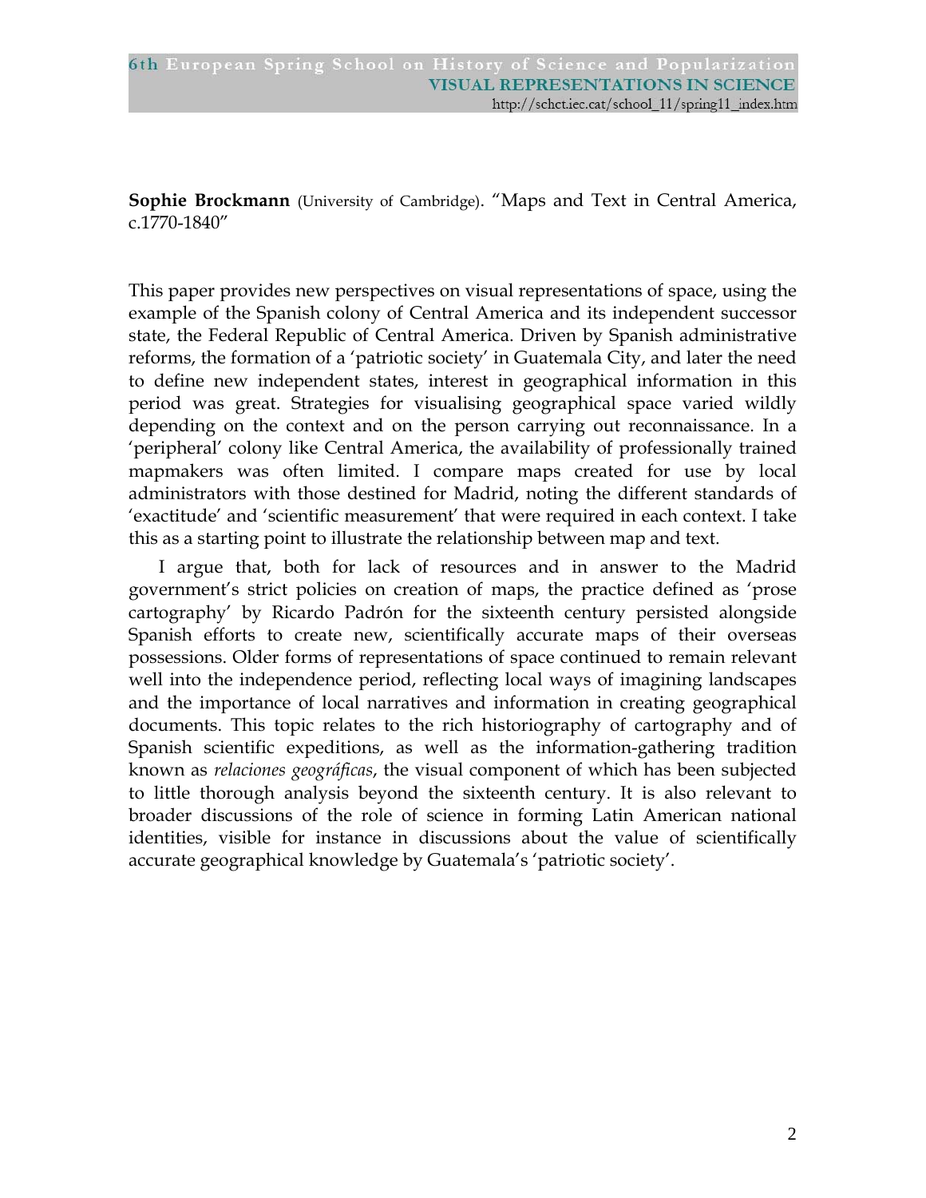**Sophie Brockmann** (University of Cambridge). "Maps and Text in Central America, c.1770-1840"

This paper provides new perspectives on visual representations of space, using the example of the Spanish colony of Central America and its independent successor state, the Federal Republic of Central America. Driven by Spanish administrative reforms, the formation of a 'patriotic society' in Guatemala City, and later the need to define new independent states, interest in geographical information in this period was great. Strategies for visualising geographical space varied wildly depending on the context and on the person carrying out reconnaissance. In a 'peripheral' colony like Central America, the availability of professionally trained mapmakers was often limited. I compare maps created for use by local administrators with those destined for Madrid, noting the different standards of 'exactitude' and 'scientific measurement' that were required in each context. I take this as a starting point to illustrate the relationship between map and text.

I argue that, both for lack of resources and in answer to the Madrid government's strict policies on creation of maps, the practice defined as 'prose cartography' by Ricardo Padrón for the sixteenth century persisted alongside Spanish efforts to create new, scientifically accurate maps of their overseas possessions. Older forms of representations of space continued to remain relevant well into the independence period, reflecting local ways of imagining landscapes and the importance of local narratives and information in creating geographical documents. This topic relates to the rich historiography of cartography and of Spanish scientific expeditions, as well as the information-gathering tradition known as *relaciones geográficas*, the visual component of which has been subjected to little thorough analysis beyond the sixteenth century. It is also relevant to broader discussions of the role of science in forming Latin American national identities, visible for instance in discussions about the value of scientifically accurate geographical knowledge by Guatemala's 'patriotic society'.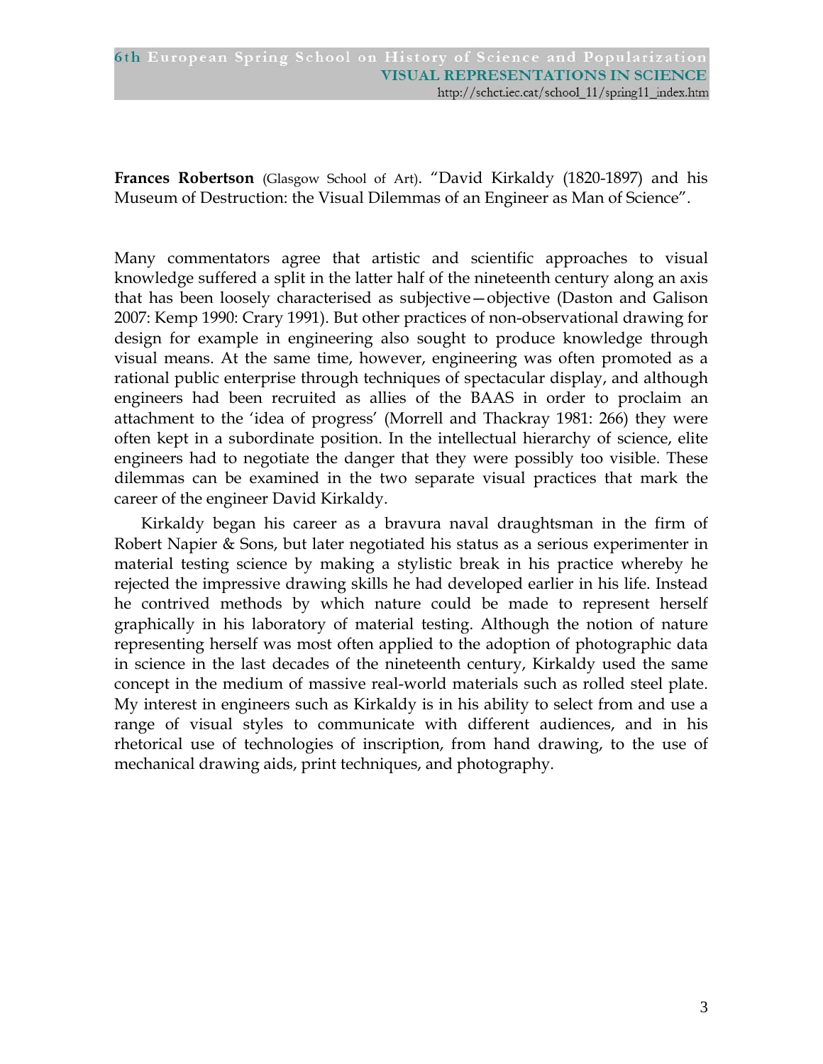**Frances Robertson** (Glasgow School of Art). "David Kirkaldy (1820-1897) and his Museum of Destruction: the Visual Dilemmas of an Engineer as Man of Science".

Many commentators agree that artistic and scientific approaches to visual knowledge suffered a split in the latter half of the nineteenth century along an axis that has been loosely characterised as subjective—objective (Daston and Galison 2007: Kemp 1990: Crary 1991). But other practices of non-observational drawing for design for example in engineering also sought to produce knowledge through visual means. At the same time, however, engineering was often promoted as a rational public enterprise through techniques of spectacular display, and although engineers had been recruited as allies of the BAAS in order to proclaim an attachment to the 'idea of progress' (Morrell and Thackray 1981: 266) they were often kept in a subordinate position. In the intellectual hierarchy of science, elite engineers had to negotiate the danger that they were possibly too visible. These dilemmas can be examined in the two separate visual practices that mark the career of the engineer David Kirkaldy.

Kirkaldy began his career as a bravura naval draughtsman in the firm of Robert Napier & Sons, but later negotiated his status as a serious experimenter in material testing science by making a stylistic break in his practice whereby he rejected the impressive drawing skills he had developed earlier in his life. Instead he contrived methods by which nature could be made to represent herself graphically in his laboratory of material testing. Although the notion of nature representing herself was most often applied to the adoption of photographic data in science in the last decades of the nineteenth century, Kirkaldy used the same concept in the medium of massive real-world materials such as rolled steel plate. My interest in engineers such as Kirkaldy is in his ability to select from and use a range of visual styles to communicate with different audiences, and in his rhetorical use of technologies of inscription, from hand drawing, to the use of mechanical drawing aids, print techniques, and photography.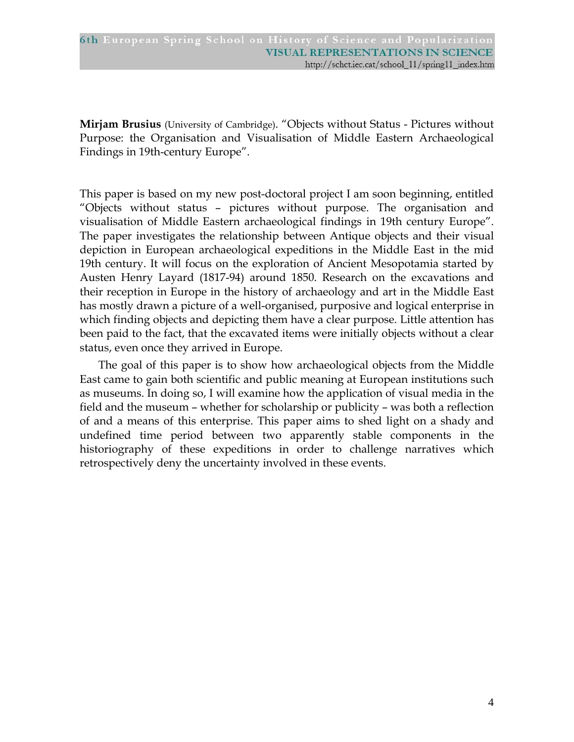**Mirjam Brusius** (University of Cambridge). "Objects without Status - Pictures without Purpose: the Organisation and Visualisation of Middle Eastern Archaeological Findings in 19th-century Europe".

This paper is based on my new post-doctoral project I am soon beginning, entitled "Objects without status – pictures without purpose. The organisation and visualisation of Middle Eastern archaeological findings in 19th century Europe". The paper investigates the relationship between Antique objects and their visual depiction in European archaeological expeditions in the Middle East in the mid 19th century. It will focus on the exploration of Ancient Mesopotamia started by Austen Henry Layard (1817-94) around 1850. Research on the excavations and their reception in Europe in the history of archaeology and art in the Middle East has mostly drawn a picture of a well-organised, purposive and logical enterprise in which finding objects and depicting them have a clear purpose. Little attention has been paid to the fact, that the excavated items were initially objects without a clear status, even once they arrived in Europe.

The goal of this paper is to show how archaeological objects from the Middle East came to gain both scientific and public meaning at European institutions such as museums. In doing so, I will examine how the application of visual media in the field and the museum – whether for scholarship or publicity – was both a reflection of and a means of this enterprise. This paper aims to shed light on a shady and undefined time period between two apparently stable components in the historiography of these expeditions in order to challenge narratives which retrospectively deny the uncertainty involved in these events.